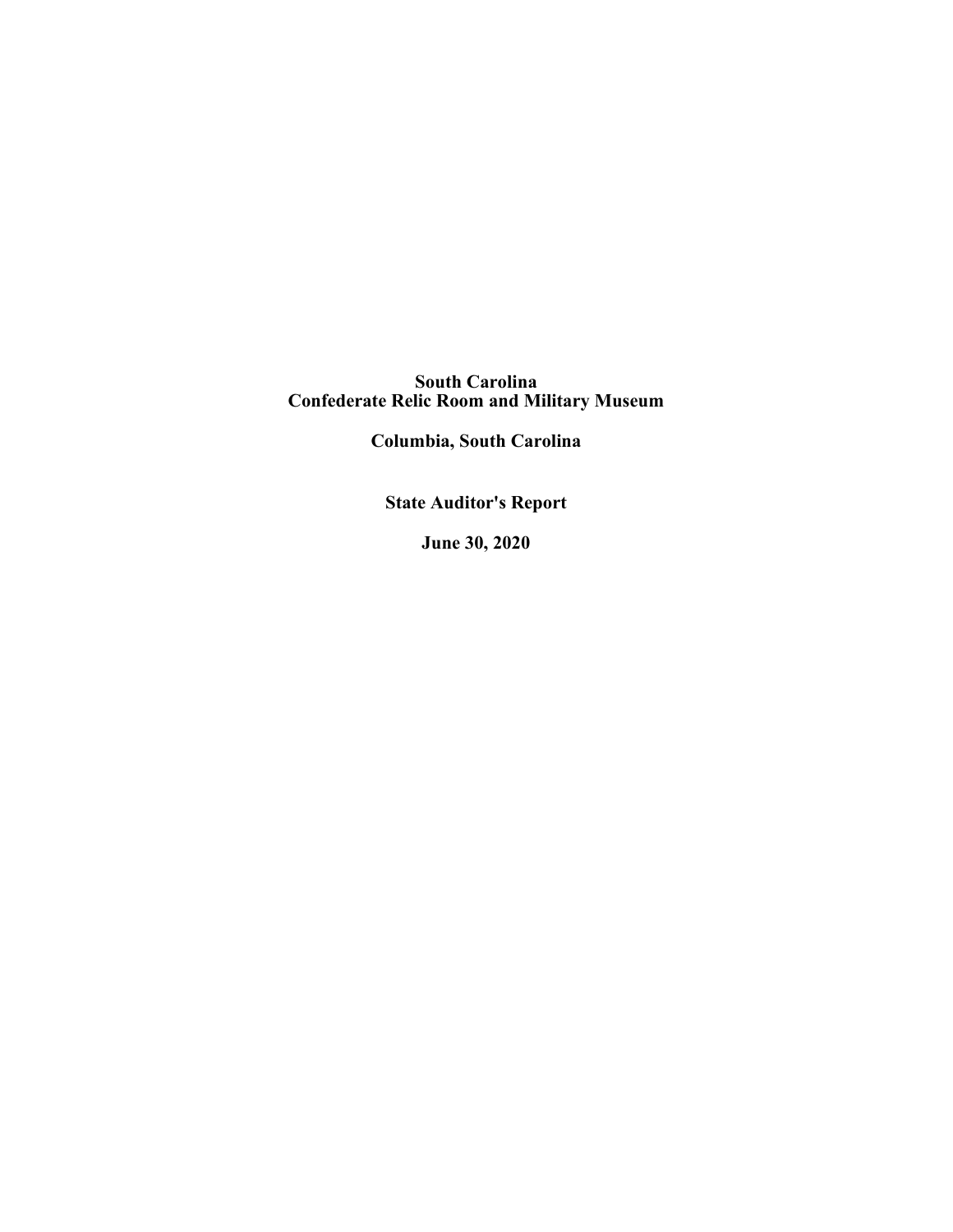# South Carolina
# Confederate Relic Room and Military Museum

## Columbia, South Carolina

## State Auditor's Report

## June 30, 2020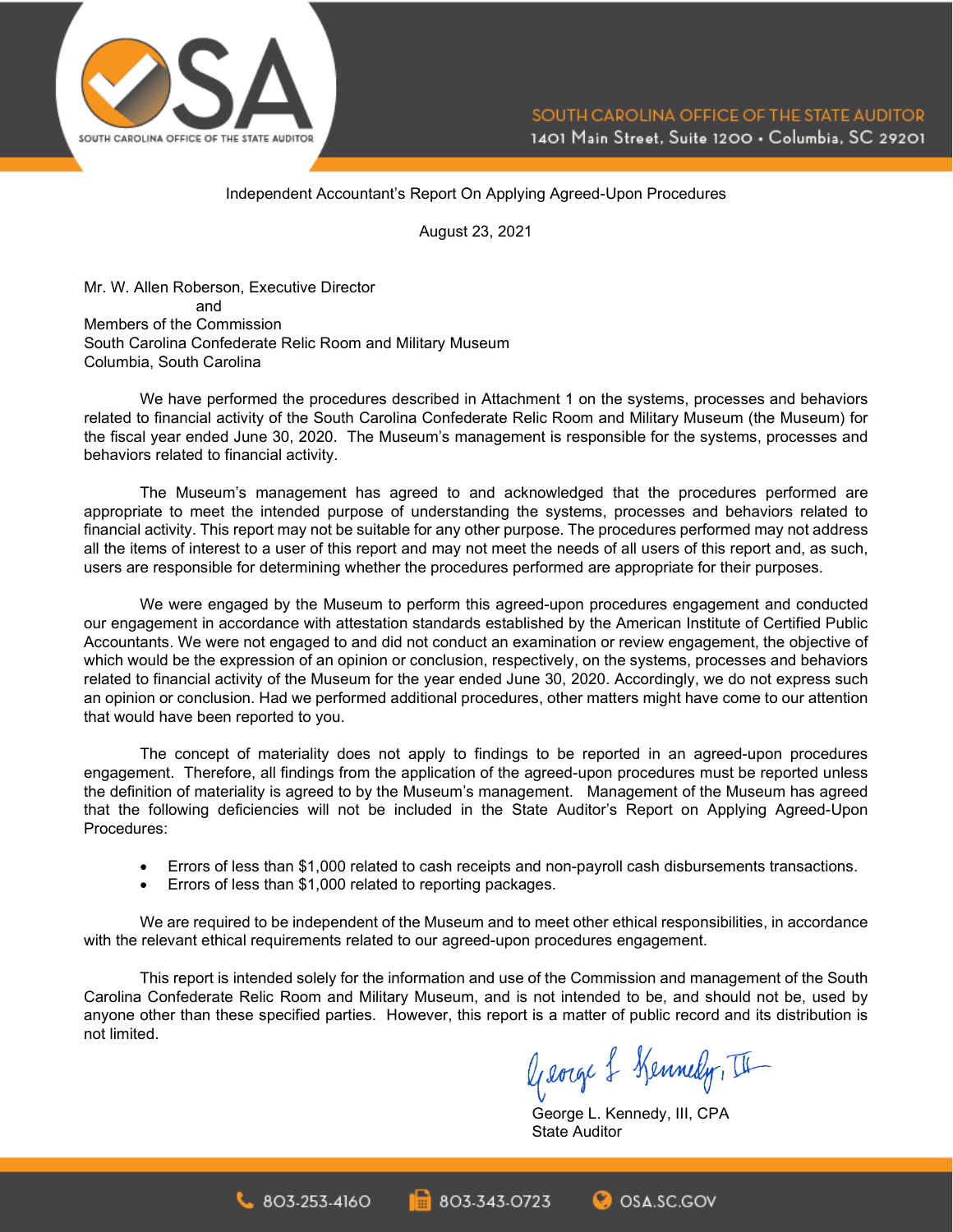Independent Accountant's Report On Applying Agreed-Upon Procedures

August 23, 2021

Mr. W. Allen Roberson, Executive Director
and
Members of the Commission
South Carolina Confederate Relic Room and Military Museum
Columbia, South Carolina

We have performed the procedures described in Attachment 1 on the systems, processes and behaviors related to financial activity of the South Carolina Confederate Relic Room and Military Museum (the Museum) for the fiscal year ended June 30, 2020. The Museum's management is responsible for the systems, processes and behaviors related to financial activity.

The Museum's management has agreed to and acknowledged that the procedures performed are appropriate to meet the intended purpose of understanding the systems, processes and behaviors related to financial activity. This report may not be suitable for any other purpose. The procedures performed may not address all the items of interest to a user of this report and may not meet the needs of all users of this report and, as such, users are responsible for determining whether the procedures performed are appropriate for their purposes.

We were engaged by the Museum to perform this agreed-upon procedures engagement and conducted our engagement in accordance with attestation standards established by the American Institute of Certified Public Accountants. We were not engaged to and did not conduct an examination or review engagement, the objective of which would be the expression of an opinion or conclusion, respectively, on the systems, processes and behaviors related to financial activity of the Museum for the year ended June 30, 2020. Accordingly, we do not express such an opinion or conclusion. Had we performed additional procedures, other matters might have come to our attention that would have been reported to you.

The concept of materiality does not apply to findings to be reported in an agreed-upon procedures engagement. Therefore, all findings from the application of the agreed-upon procedures must be reported unless the definition of materiality is agreed to by the Museum's management. Management of the Museum has agreed that the following deficiencies will not be included in the State Auditor's Report on Applying Agreed-Upon Procedures:

- Errors of less than $1,000 related to cash receipts and non-payroll cash disbursements transactions.
- Errors of less than $1,000 related to reporting packages.

We are required to be independent of the Museum and to meet other ethical responsibilities, in accordance with the relevant ethical requirements related to our agreed-upon procedures engagement.

This report is intended solely for the information and use of the Commission and management of the South Carolina Confederate Relic Room and Military Museum, and is not intended to be, and should not be, used by anyone other than these specified parties. However, this report is a matter of public record and its distribution is not limited.

George L. Kennedy, III, CPA
State Auditor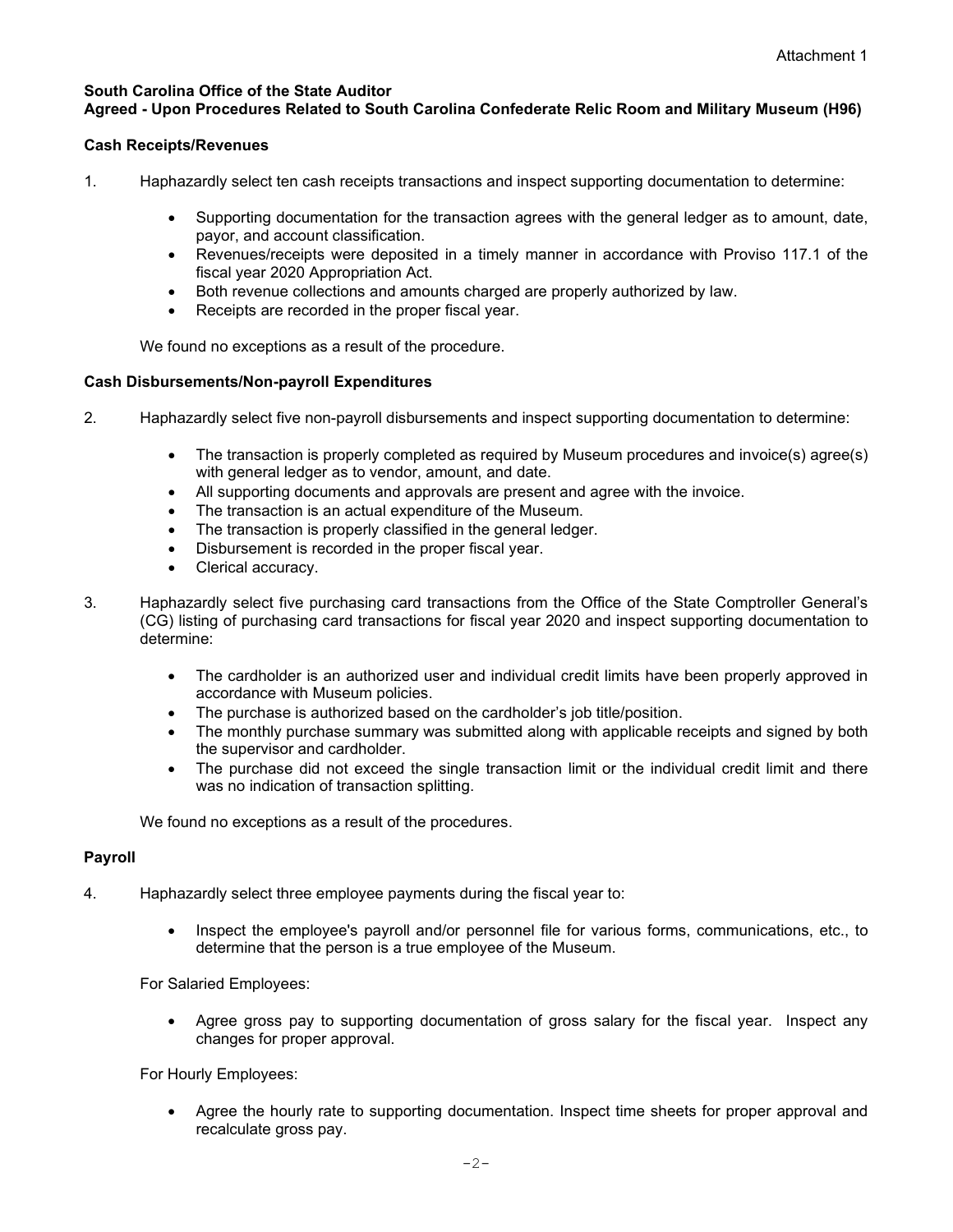Attachment 1

**South Carolina Office of the State Auditor**
**Agreed - Upon Procedures Related to South Carolina Confederate Relic Room and Military Museum (H96)**

**Cash Receipts/Revenues**

1. Haphazardly select ten cash receipts transactions and inspect supporting documentation to determine:

    - Supporting documentation for the transaction agrees with the general ledger as to amount, date, payor, and account classification.
    - Revenues/receipts were deposited in a timely manner in accordance with Proviso 117.1 of the fiscal year 2020 Appropriation Act.
    - Both revenue collections and amounts charged are properly authorized by law.
    - Receipts are recorded in the proper fiscal year.

    We found no exceptions as a result of the procedure.

**Cash Disbursements/Non-payroll Expenditures**

2. Haphazardly select five non-payroll disbursements and inspect supporting documentation to determine:

    - The transaction is properly completed as required by Museum procedures and invoice(s) agree(s) with general ledger as to vendor, amount, and date.
    - All supporting documents and approvals are present and agree with the invoice.
    - The transaction is an actual expenditure of the Museum.
    - The transaction is properly classified in the general ledger.
    - Disbursement is recorded in the proper fiscal year.
    - Clerical accuracy.

3. Haphazardly select five purchasing card transactions from the Office of the State Comptroller General's (CG) listing of purchasing card transactions for fiscal year 2020 and inspect supporting documentation to determine:

    - The cardholder is an authorized user and individual credit limits have been properly approved in accordance with Museum policies.
    - The purchase is authorized based on the cardholder's job title/position.
    - The monthly purchase summary was submitted along with applicable receipts and signed by both the supervisor and cardholder.
    - The purchase did not exceed the single transaction limit or the individual credit limit and there was no indication of transaction splitting.

    We found no exceptions as a result of the procedures.

**Payroll**

4. Haphazardly select three employee payments during the fiscal year to:

    - Inspect the employee's payroll and/or personnel file for various forms, communications, etc., to determine that the person is a true employee of the Museum.

    For Salaried Employees:

    - Agree gross pay to supporting documentation of gross salary for the fiscal year. Inspect any changes for proper approval.

    For Hourly Employees:

    - Agree the hourly rate to supporting documentation. Inspect time sheets for proper approval and recalculate gross pay.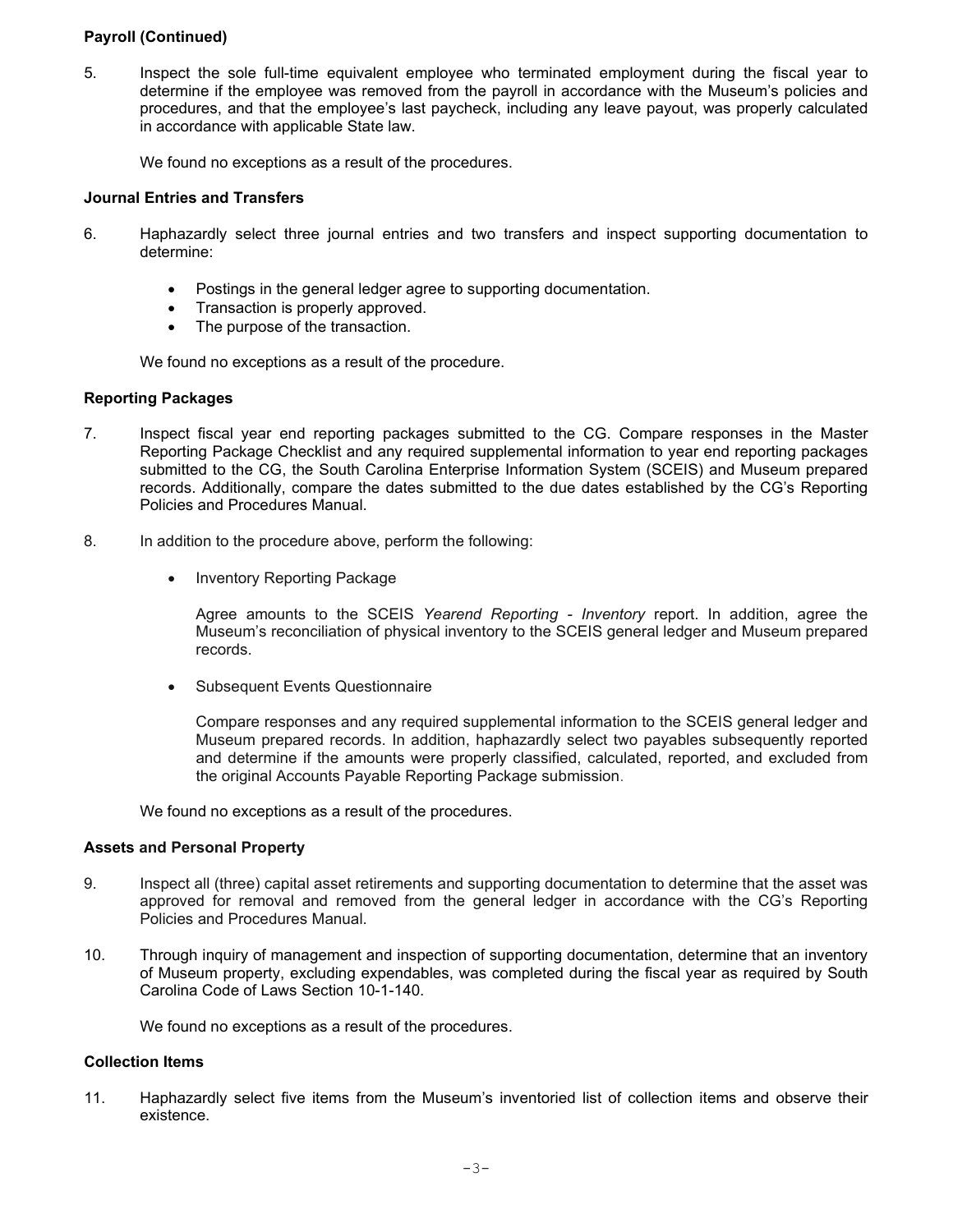**Payroll (Continued)**

5. Inspect the sole full-time equivalent employee who terminated employment during the fiscal year to determine if the employee was removed from the payroll in accordance with the Museum's policies and procedures, and that the employee's last paycheck, including any leave payout, was properly calculated in accordance with applicable State law.

   We found no exceptions as a result of the procedures.

**Journal Entries and Transfers**

6. Haphazardly select three journal entries and two transfers and inspect supporting documentation to determine:

   - Postings in the general ledger agree to supporting documentation.
   - Transaction is properly approved.
   - The purpose of the transaction.

   We found no exceptions as a result of the procedure.

**Reporting Packages**

7. Inspect fiscal year end reporting packages submitted to the CG. Compare responses in the Master Reporting Package Checklist and any required supplemental information to year end reporting packages submitted to the CG, the South Carolina Enterprise Information System (SCEIS) and Museum prepared records. Additionally, compare the dates submitted to the due dates established by the CG's Reporting Policies and Procedures Manual.

8. In addition to the procedure above, perform the following:

   - Inventory Reporting Package

     Agree amounts to the SCEIS *Yearend Reporting - Inventory* report. In addition, agree the Museum's reconciliation of physical inventory to the SCEIS general ledger and Museum prepared records.

   - Subsequent Events Questionnaire

     Compare responses and any required supplemental information to the SCEIS general ledger and Museum prepared records. In addition, haphazardly select two payables subsequently reported and determine if the amounts were properly classified, calculated, reported, and excluded from the original Accounts Payable Reporting Package submission.

   We found no exceptions as a result of the procedures.

**Assets and Personal Property**

9. Inspect all (three) capital asset retirements and supporting documentation to determine that the asset was approved for removal and removed from the general ledger in accordance with the CG's Reporting Policies and Procedures Manual.

10. Through inquiry of management and inspection of supporting documentation, determine that an inventory of Museum property, excluding expendables, was completed during the fiscal year as required by South Carolina Code of Laws Section 10-1-140.

    We found no exceptions as a result of the procedures.

**Collection Items**

11. Haphazardly select five items from the Museum's inventoried list of collection items and observe their existence.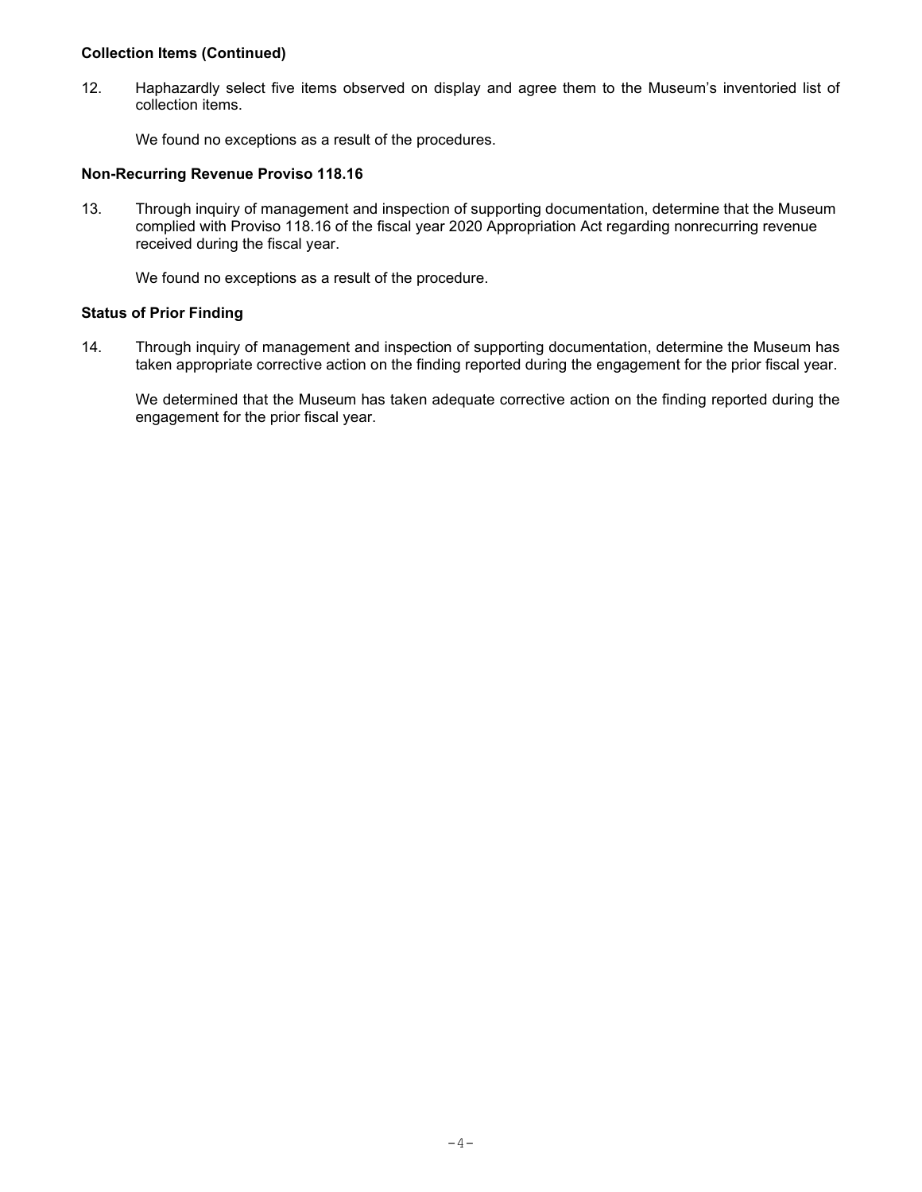**Collection Items (Continued)**

12. Haphazardly select five items observed on display and agree them to the Museum's inventoried list of collection items.

    We found no exceptions as a result of the procedures.

**Non-Recurring Revenue Proviso 118.16**

13. Through inquiry of management and inspection of supporting documentation, determine that the Museum complied with Proviso 118.16 of the fiscal year 2020 Appropriation Act regarding nonrecurring revenue received during the fiscal year.

    We found no exceptions as a result of the procedure.

**Status of Prior Finding**

14. Through inquiry of management and inspection of supporting documentation, determine the Museum has taken appropriate corrective action on the finding reported during the engagement for the prior fiscal year.

    We determined that the Museum has taken adequate corrective action on the finding reported during the engagement for the prior fiscal year.